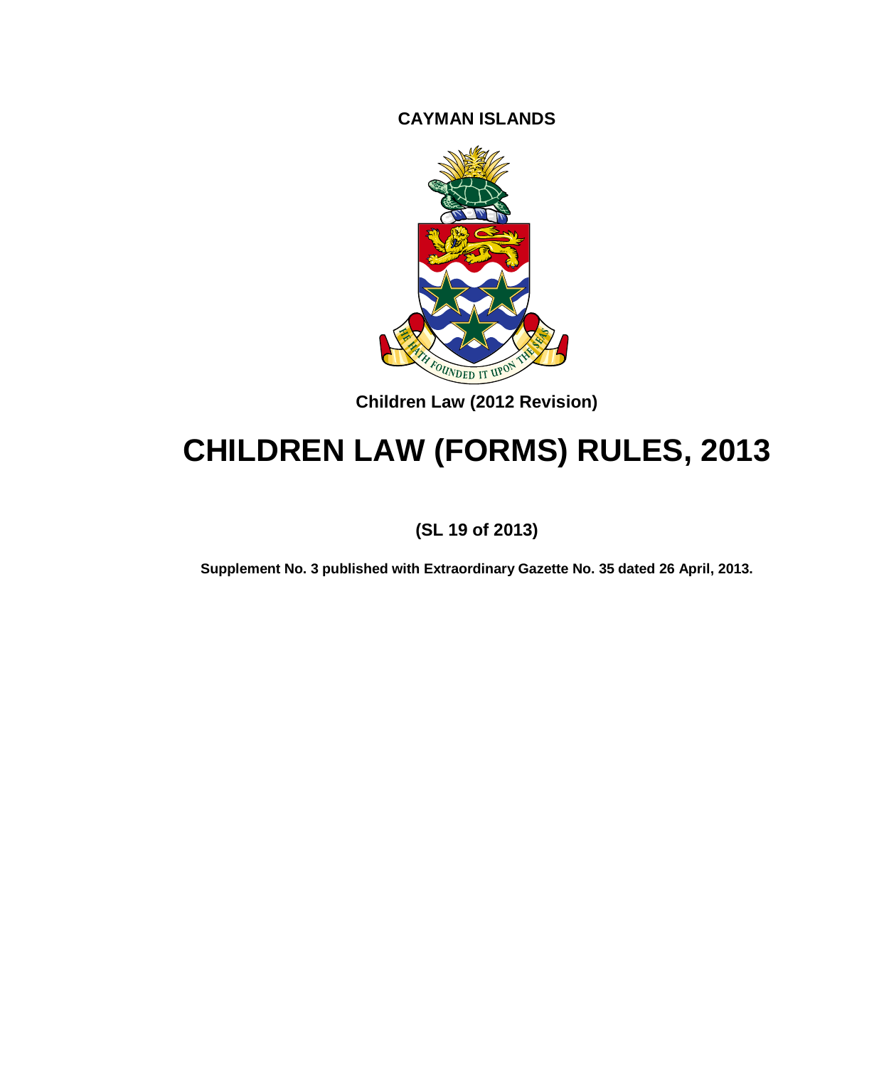**CAYMAN ISLANDS**

**Children Law (2012 Revision)**

# CHILDREN LAW (FORMS) RULES, 2013

**(SL 19 of 2013)**

**Supplement No. 3 published with Extraordinary Gazette No. 35 dated 26 April, 2013.**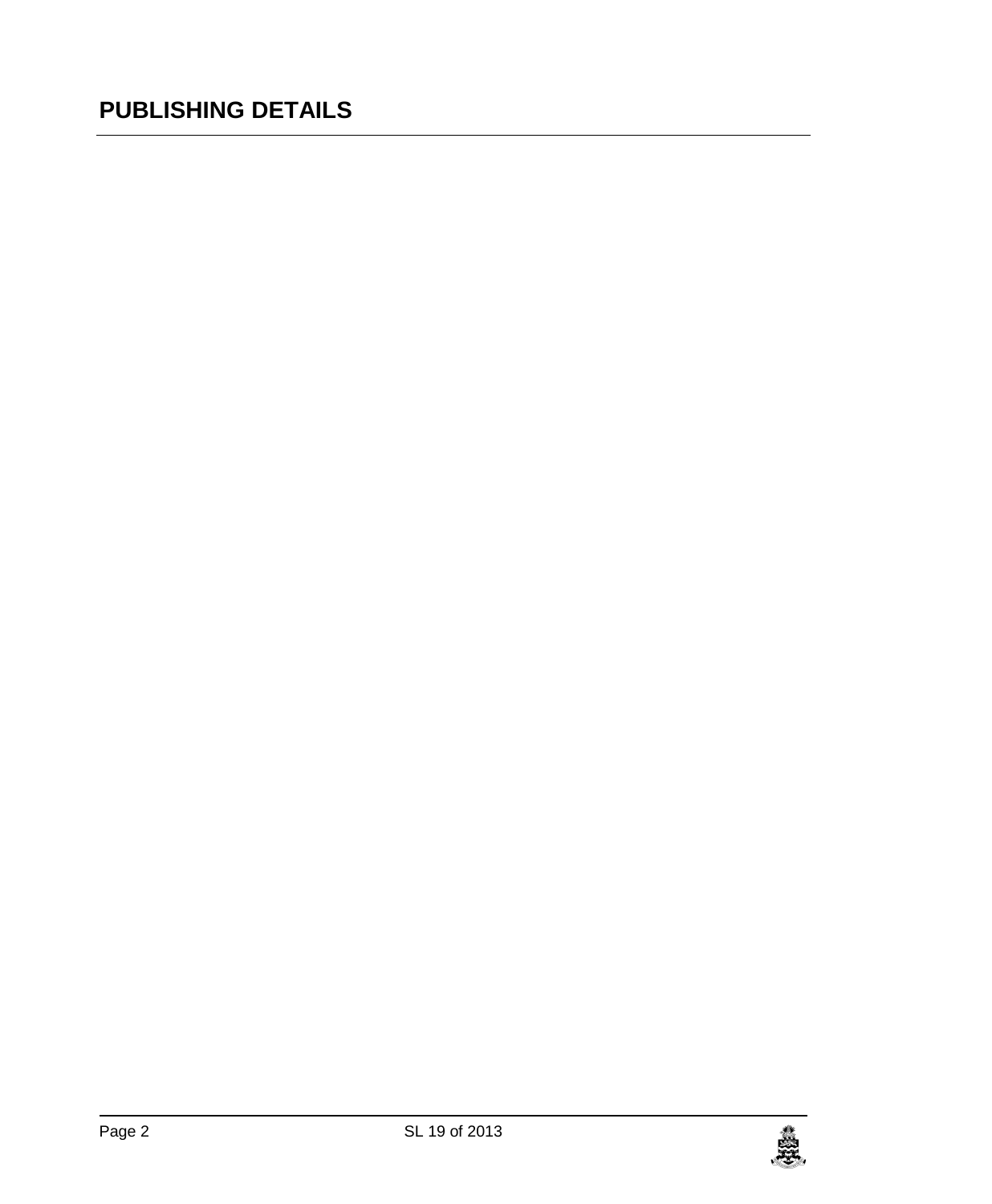# PUBLISHING DETAILS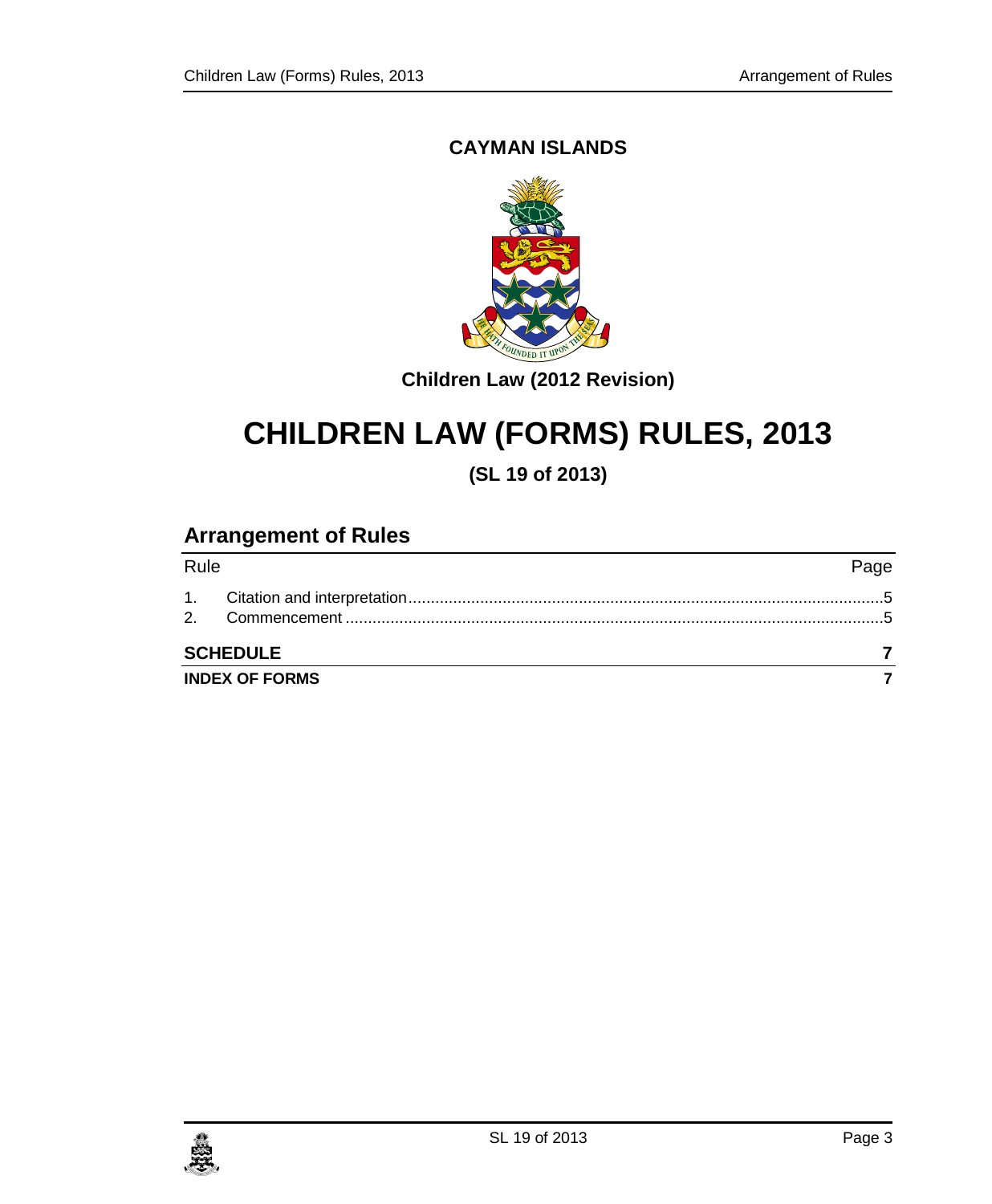**CAYMAN ISLANDS**

**Children Law (2012 Revision)**

# CHILDREN LAW (FORMS) RULES, 2013

**(SL 19 of 2013)**

## Arrangement of Rules

| Rule | | Page |
|---|---|---|
| 1. | Citation and interpretation | 5 |
| 2. | Commencement | 5 |
| **SCHEDULE** | | **7** |
| **INDEX OF FORMS** | | **7** |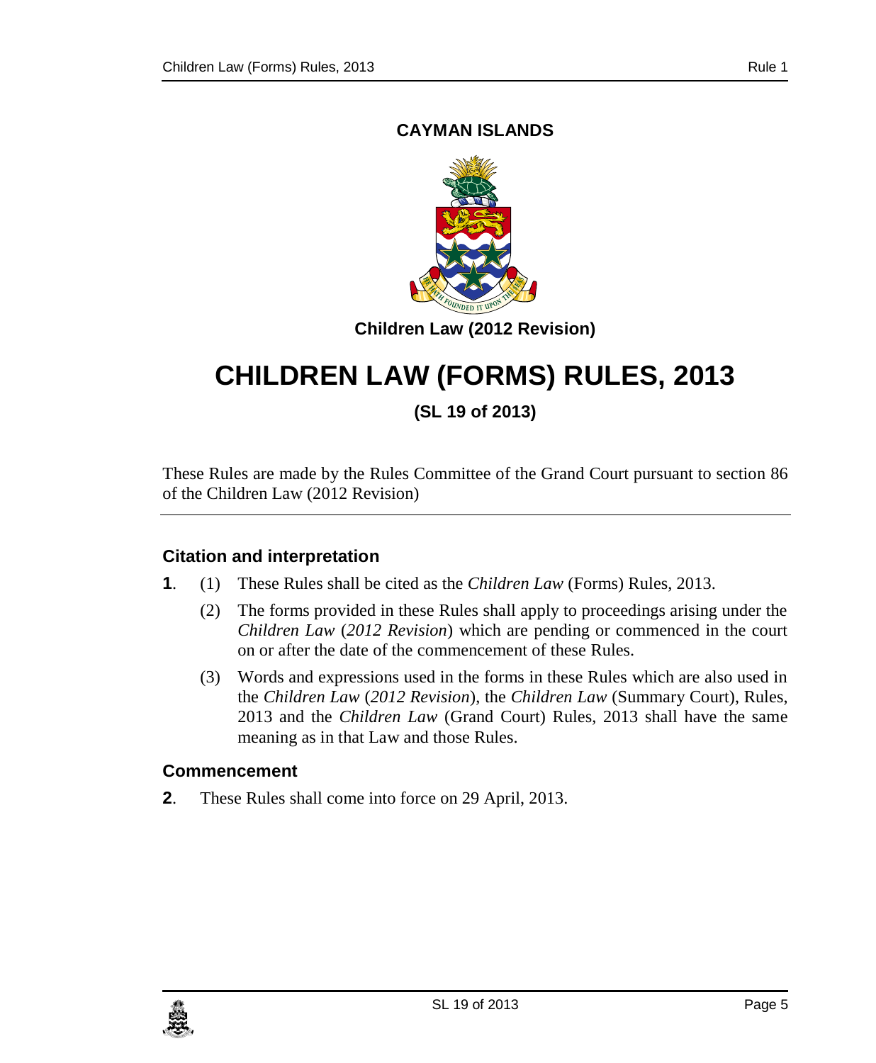**CAYMAN ISLANDS**

**Children Law (2012 Revision)**

# CHILDREN LAW (FORMS) RULES, 2013

**(SL 19 of 2013)**

These Rules are made by the Rules Committee of the Grand Court pursuant to section 86 of the Children Law (2012 Revision)

### Citation and interpretation

**1**. (1) These Rules shall be cited as the *Children Law* (Forms) Rules, 2013.

(2) The forms provided in these Rules shall apply to proceedings arising under the *Children Law* (*2012 Revision*) which are pending or commenced in the court on or after the date of the commencement of these Rules.

(3) Words and expressions used in the forms in these Rules which are also used in the *Children Law* (*2012 Revision*), the *Children Law* (Summary Court), Rules, 2013 and the *Children Law* (Grand Court) Rules, 2013 shall have the same meaning as in that Law and those Rules.

### Commencement

**2**. These Rules shall come into force on 29 April, 2013.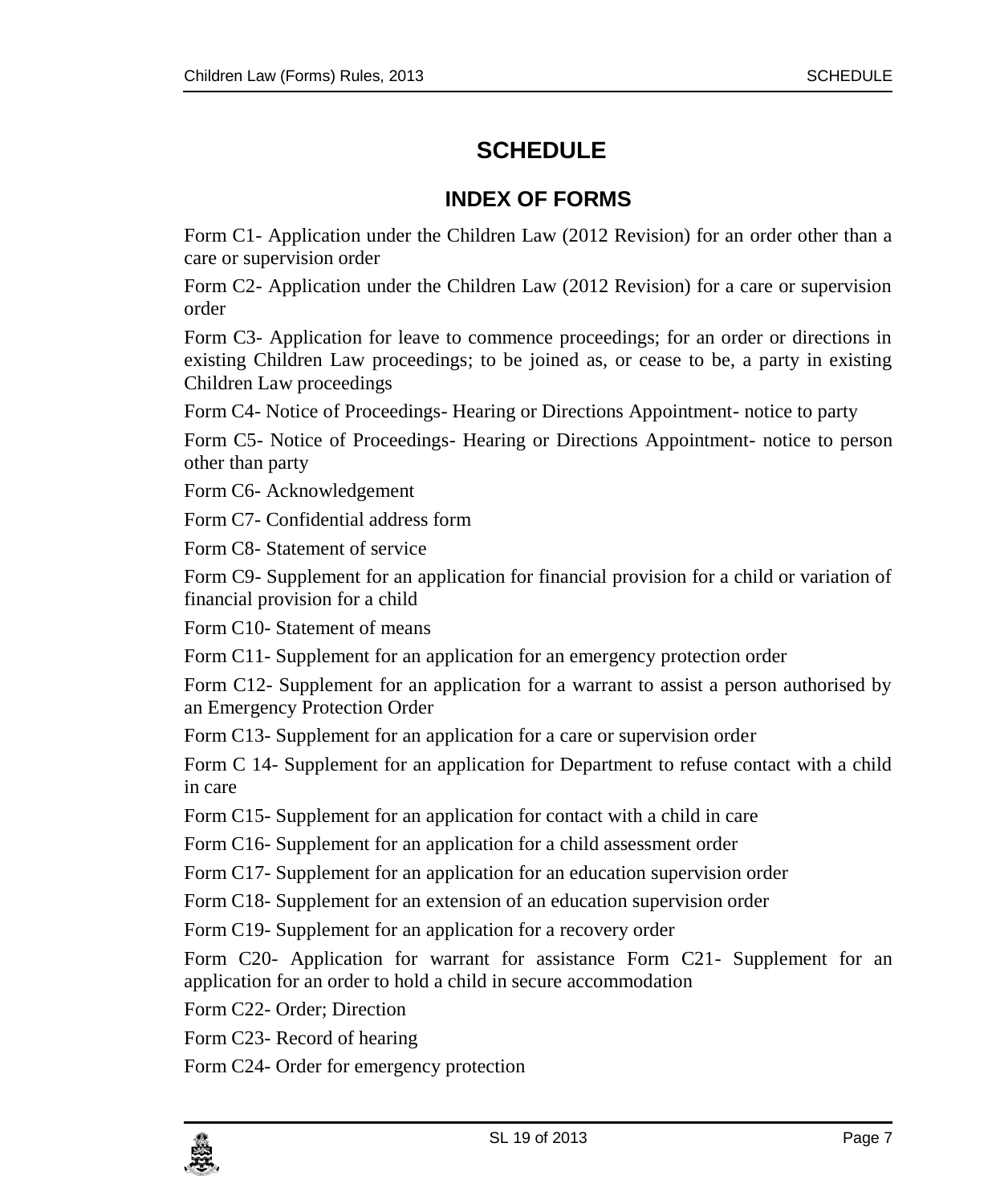# SCHEDULE

## INDEX OF FORMS

Form C1- Application under the Children Law (2012 Revision) for an order other than a care or supervision order

Form C2- Application under the Children Law (2012 Revision) for a care or supervision order

Form C3- Application for leave to commence proceedings; for an order or directions in existing Children Law proceedings; to be joined as, or cease to be, a party in existing Children Law proceedings

Form C4- Notice of Proceedings- Hearing or Directions Appointment- notice to party

Form C5- Notice of Proceedings- Hearing or Directions Appointment- notice to person other than party

Form C6- Acknowledgement

Form C7- Confidential address form

Form C8- Statement of service

Form C9- Supplement for an application for financial provision for a child or variation of financial provision for a child

Form C10- Statement of means

Form C11- Supplement for an application for an emergency protection order

Form C12- Supplement for an application for a warrant to assist a person authorised by an Emergency Protection Order

Form C13- Supplement for an application for a care or supervision order

Form C 14- Supplement for an application for Department to refuse contact with a child in care

Form C15- Supplement for an application for contact with a child in care

Form C16- Supplement for an application for a child assessment order

Form C17- Supplement for an application for an education supervision order

Form C18- Supplement for an extension of an education supervision order

Form C19- Supplement for an application for a recovery order

Form C20- Application for warrant for assistance Form C21- Supplement for an application for an order to hold a child in secure accommodation

Form C22- Order; Direction

Form C23- Record of hearing

Form C24- Order for emergency protection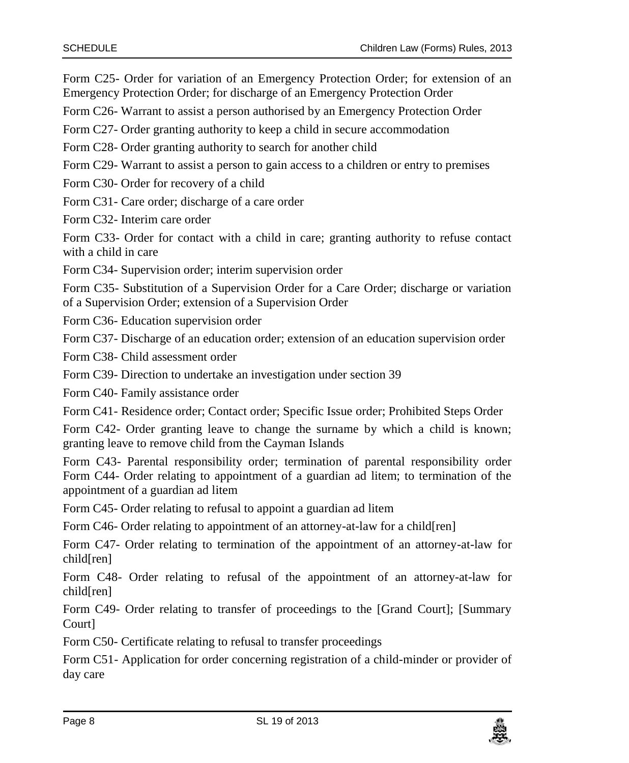Form C25- Order for variation of an Emergency Protection Order; for extension of an Emergency Protection Order; for discharge of an Emergency Protection Order

Form C26- Warrant to assist a person authorised by an Emergency Protection Order

Form C27- Order granting authority to keep a child in secure accommodation

Form C28- Order granting authority to search for another child

Form C29- Warrant to assist a person to gain access to a children or entry to premises

Form C30- Order for recovery of a child

Form C31- Care order; discharge of a care order

Form C32- Interim care order

Form C33- Order for contact with a child in care; granting authority to refuse contact with a child in care

Form C34- Supervision order; interim supervision order

Form C35- Substitution of a Supervision Order for a Care Order; discharge or variation of a Supervision Order; extension of a Supervision Order

Form C36- Education supervision order

Form C37- Discharge of an education order; extension of an education supervision order

Form C38- Child assessment order

Form C39- Direction to undertake an investigation under section 39

Form C40- Family assistance order

Form C41- Residence order; Contact order; Specific Issue order; Prohibited Steps Order

Form C42- Order granting leave to change the surname by which a child is known; granting leave to remove child from the Cayman Islands

Form C43- Parental responsibility order; termination of parental responsibility order Form C44- Order relating to appointment of a guardian ad litem; to termination of the appointment of a guardian ad litem

Form C45- Order relating to refusal to appoint a guardian ad litem

Form C46- Order relating to appointment of an attorney-at-law for a child[ren]

Form C47- Order relating to termination of the appointment of an attorney-at-law for child[ren]

Form C48- Order relating to refusal of the appointment of an attorney-at-law for child[ren]

Form C49- Order relating to transfer of proceedings to the [Grand Court]; [Summary Court]

Form C50- Certificate relating to refusal to transfer proceedings

Form C51- Application for order concerning registration of a child-minder or provider of day care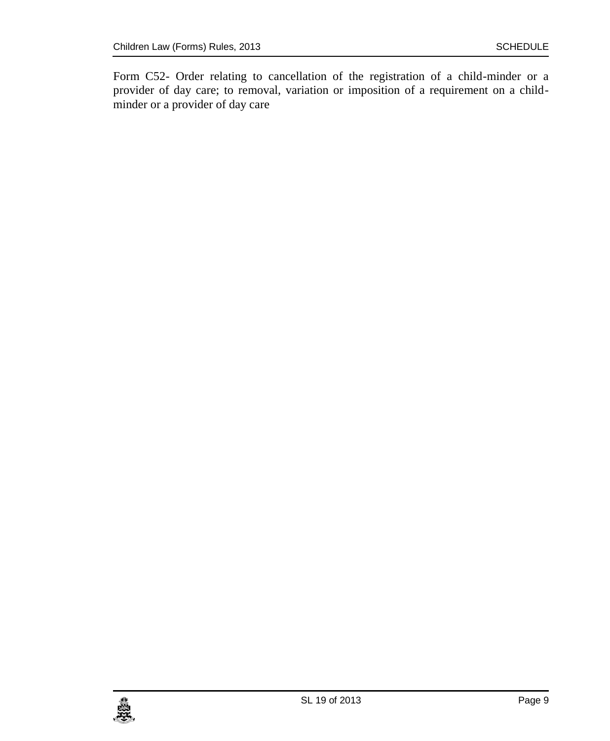Form C52- Order relating to cancellation of the registration of a child-minder or a provider of day care; to removal, variation or imposition of a requirement on a child-minder or a provider of day care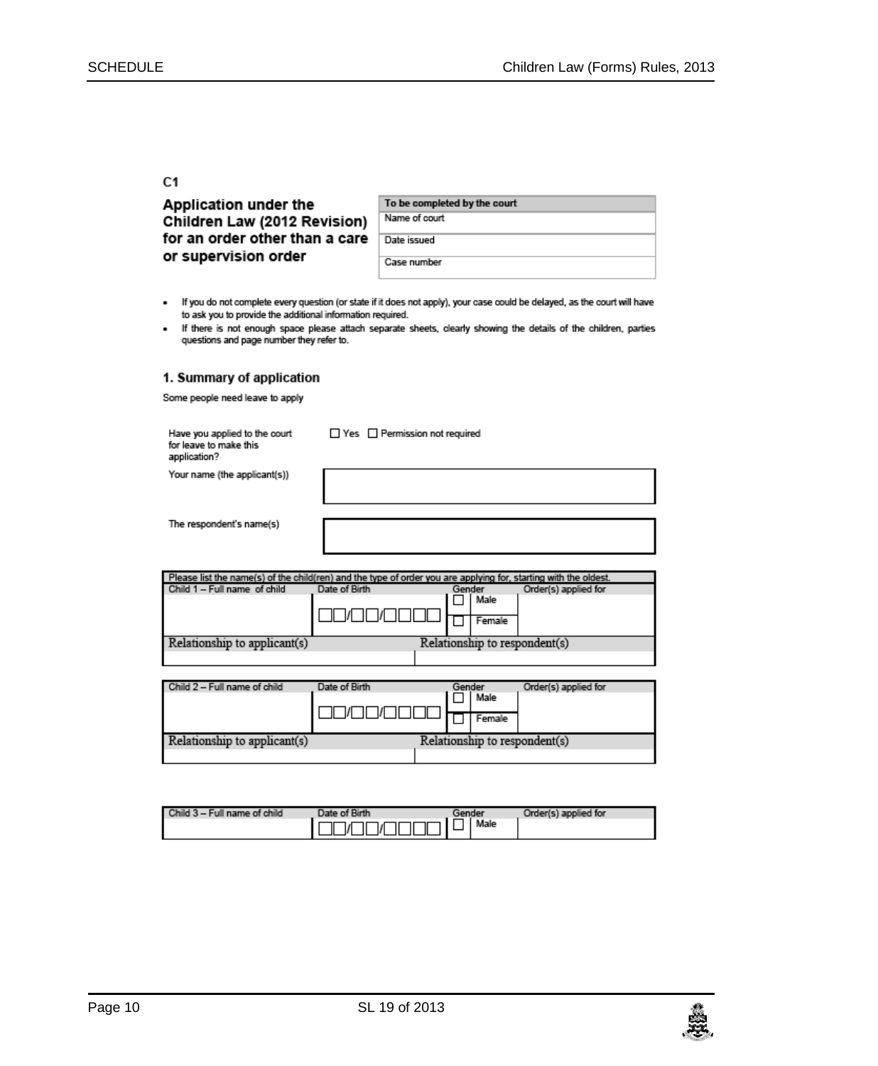C1

## Application under the Children Law (2012 Revision) for an order other than a care or supervision order

| To be completed by the court |
| --- |
| Name of court |
| Date issued |
| Case number |

- If you do not complete every question (or state if it does not apply), your case could be delayed, as the court will have to ask you to provide the additional information required.
- If there is not enough space please attach separate sheets, clearly showing the details of the children, parties questions and page number they refer to.

### 1. Summary of application

Some people need leave to apply

Have you applied to the court for leave to make this application? ☐ Yes ☐ Permission not required

Your name (the applicant(s))

The respondent's name(s)

Please list the name(s) of the child(ren) and the type of order you are applying for, starting with the oldest.

| Child 1 – Full name of child | Date of Birth | Gender | Order(s) applied for |
| --- | --- | --- | --- |
| | ☐☐/☐☐/☐☐☐☐ | ☐ Male ☐ Female | |
| Relationship to applicant(s) | | Relationship to respondent(s) | |
| | | | |

| Child 2 – Full name of child | Date of Birth | Gender | Order(s) applied for |
| --- | --- | --- | --- |
| | ☐☐/☐☐/☐☐☐☐ | ☐ Male ☐ Female | |
| Relationship to applicant(s) | | Relationship to respondent(s) | |
| | | | |

| Child 3 – Full name of child | Date of Birth | Gender | Order(s) applied for |
| --- | --- | --- | --- |
| | ☐☐/☐☐/☐☐☐☐ | ☐ Male | |